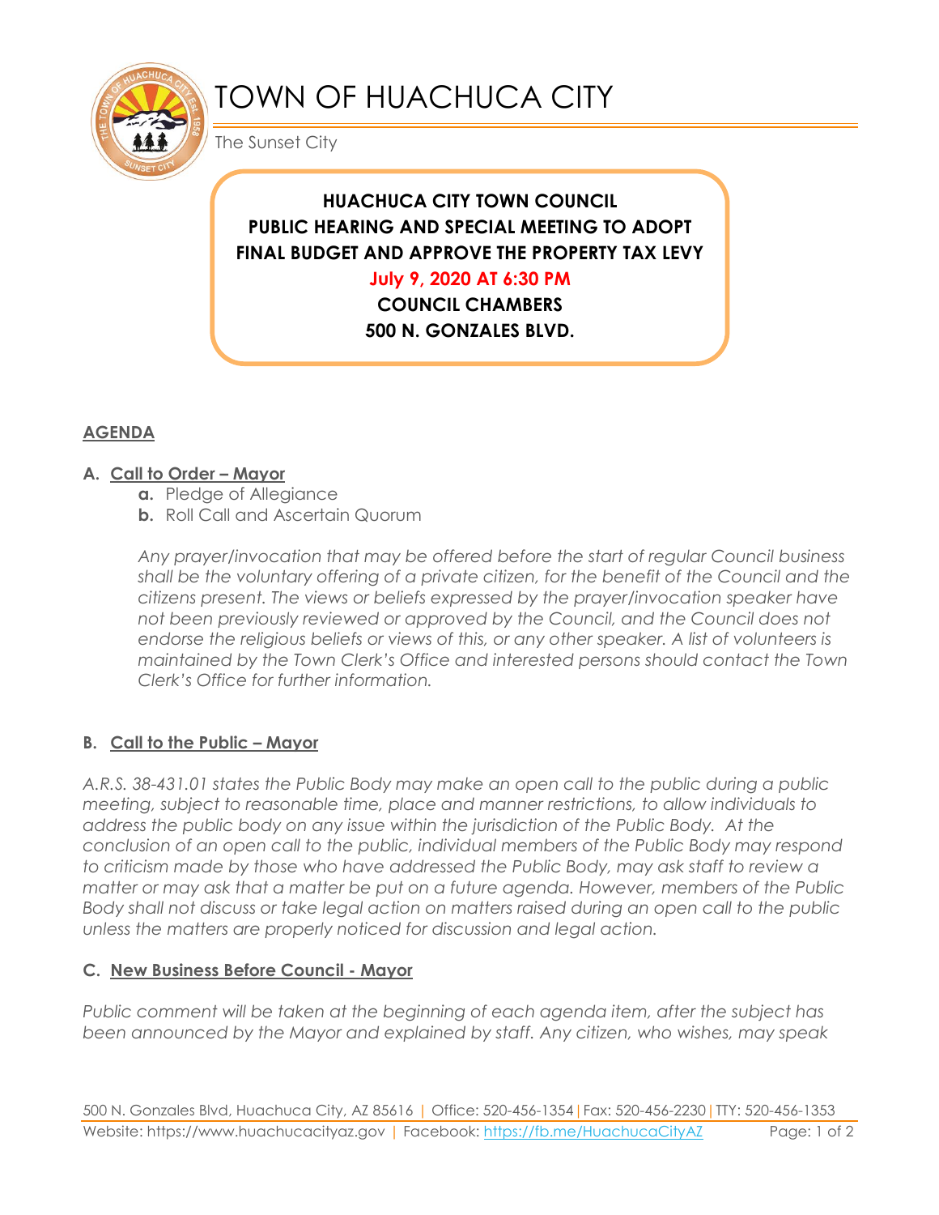# TOWN OF HUACHUCA CITY

The Sunset City

**HUACHUCA CITY TOWN COUNCIL**
**PUBLIC HEARING AND SPECIAL MEETING TO ADOPT FINAL BUDGET AND APPROVE THE PROPERTY TAX LEVY**
**July 9, 2020 AT 6:30 PM**
**COUNCIL CHAMBERS**
**500 N. GONZALES BLVD.**

## AGENDA

### A. Call to Order – Mayor

- **a.** Pledge of Allegiance
- **b.** Roll Call and Ascertain Quorum

*Any prayer/invocation that may be offered before the start of regular Council business shall be the voluntary offering of a private citizen, for the benefit of the Council and the citizens present. The views or beliefs expressed by the prayer/invocation speaker have not been previously reviewed or approved by the Council, and the Council does not endorse the religious beliefs or views of this, or any other speaker. A list of volunteers is maintained by the Town Clerk's Office and interested persons should contact the Town Clerk's Office for further information.*

### B. Call to the Public – Mayor

*A.R.S. 38-431.01 states the Public Body may make an open call to the public during a public meeting, subject to reasonable time, place and manner restrictions, to allow individuals to address the public body on any issue within the jurisdiction of the Public Body. At the conclusion of an open call to the public, individual members of the Public Body may respond to criticism made by those who have addressed the Public Body, may ask staff to review a matter or may ask that a matter be put on a future agenda. However, members of the Public Body shall not discuss or take legal action on matters raised during an open call to the public unless the matters are properly noticed for discussion and legal action.*

### C. New Business Before Council - Mayor

*Public comment will be taken at the beginning of each agenda item, after the subject has been announced by the Mayor and explained by staff. Any citizen, who wishes, may speak*

500 N. Gonzales Blvd, Huachuca City, AZ 85616 | Office: 520-456-1354 | Fax: 520-456-2230 | TTY: 520-456-1353
Website: https://www.huachucacityaz.gov | Facebook: https://fb.me/HuachucaCityAZ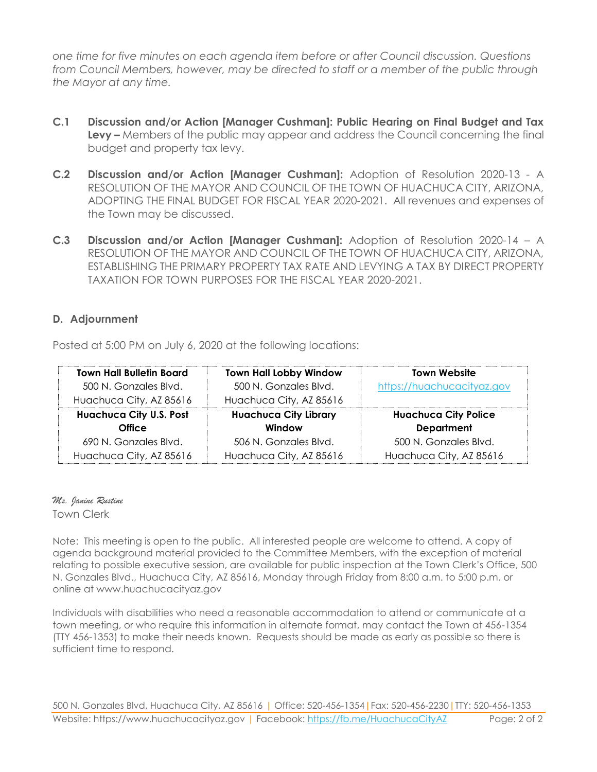*one time for five minutes on each agenda item before or after Council discussion. Questions from Council Members, however, may be directed to staff or a member of the public through the Mayor at any time.*

**C.1 Discussion and/or Action [Manager Cushman]: Public Hearing on Final Budget and Tax Levy –** Members of the public may appear and address the Council concerning the final budget and property tax levy.

**C.2 Discussion and/or Action [Manager Cushman]:** Adoption of Resolution 2020-13 - A RESOLUTION OF THE MAYOR AND COUNCIL OF THE TOWN OF HUACHUCA CITY, ARIZONA, ADOPTING THE FINAL BUDGET FOR FISCAL YEAR 2020-2021. All revenues and expenses of the Town may be discussed.

**C.3 Discussion and/or Action [Manager Cushman]:** Adoption of Resolution 2020-14 – A RESOLUTION OF THE MAYOR AND COUNCIL OF THE TOWN OF HUACHUCA CITY, ARIZONA, ESTABLISHING THE PRIMARY PROPERTY TAX RATE AND LEVYING A TAX BY DIRECT PROPERTY TAXATION FOR TOWN PURPOSES FOR THE FISCAL YEAR 2020-2021.

## D. Adjournment

Posted at 5:00 PM on July 6, 2020 at the following locations:

| | | |
|---|---|---|
| **Town Hall Bulletin Board**<br>500 N. Gonzales Blvd.<br>Huachuca City, AZ 85616 | **Town Hall Lobby Window**<br>500 N. Gonzales Blvd.<br>Huachuca City, AZ 85616 | **Town Website**<br>https://huachucacityaz.gov |
| **Huachuca City U.S. Post Office**<br>690 N. Gonzales Blvd.<br>Huachuca City, AZ 85616 | **Huachuca City Library Window**<br>506 N. Gonzales Blvd.<br>Huachuca City, AZ 85616 | **Huachuca City Police Department**<br>500 N. Gonzales Blvd.<br>Huachuca City, AZ 85616 |

*Ms. Janine Rustine*
Town Clerk

Note: This meeting is open to the public. All interested people are welcome to attend. A copy of agenda background material provided to the Committee Members, with the exception of material relating to possible executive session, are available for public inspection at the Town Clerk's Office, 500 N. Gonzales Blvd., Huachuca City, AZ 85616, Monday through Friday from 8:00 a.m. to 5:00 p.m. or online at www.huachucacityaz.gov

Individuals with disabilities who need a reasonable accommodation to attend or communicate at a town meeting, or who require this information in alternate format, may contact the Town at 456-1354 (TTY 456-1353) to make their needs known. Requests should be made as early as possible so there is sufficient time to respond.

500 N. Gonzales Blvd, Huachuca City, AZ 85616 | Office: 520-456-1354 | Fax: 520-456-2230 | TTY: 520-456-1353
Website: https://www.huachucacityaz.gov | Facebook: https://fb.me/HuachucaCityAZ